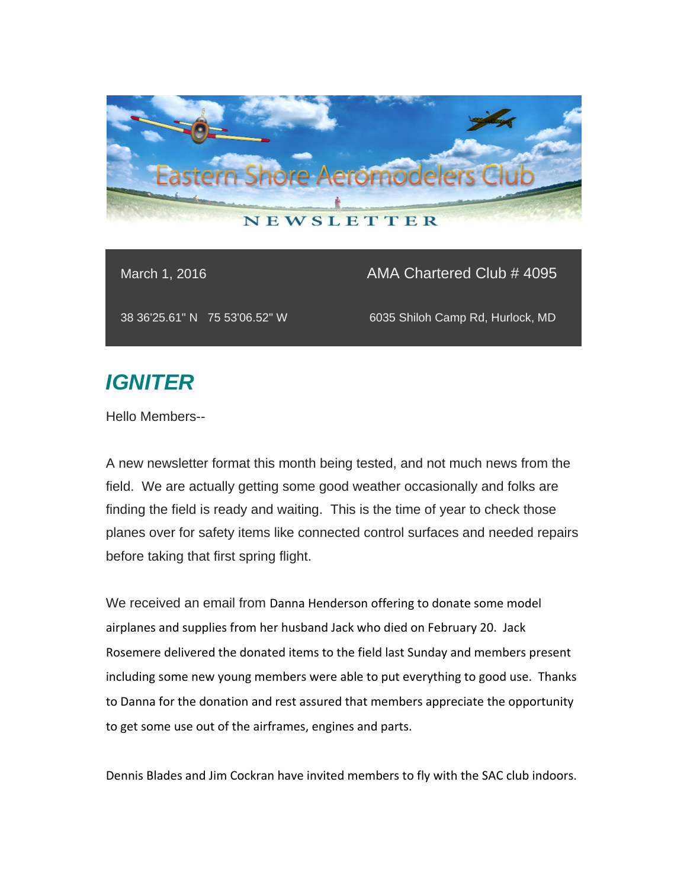# Eastern Shore Aeromodelers Club

NEWSLETTER

| March 1, 2016 | AMA Chartered Club # 4095 |
| --- | --- |
| 38 36'25.61" N   75 53'06.52" W | 6035 Shiloh Camp Rd, Hurlock, MD |

## *IGNITER*

Hello Members--

A new newsletter format this month being tested, and not much news from the field. We are actually getting some good weather occasionally and folks are finding the field is ready and waiting. This is the time of year to check those planes over for safety items like connected control surfaces and needed repairs before taking that first spring flight.

We received an email from Danna Henderson offering to donate some model airplanes and supplies from her husband Jack who died on February 20. Jack Rosemere delivered the donated items to the field last Sunday and members present including some new young members were able to put everything to good use. Thanks to Danna for the donation and rest assured that members appreciate the opportunity to get some use out of the airframes, engines and parts.

Dennis Blades and Jim Cockran have invited members to fly with the SAC club indoors.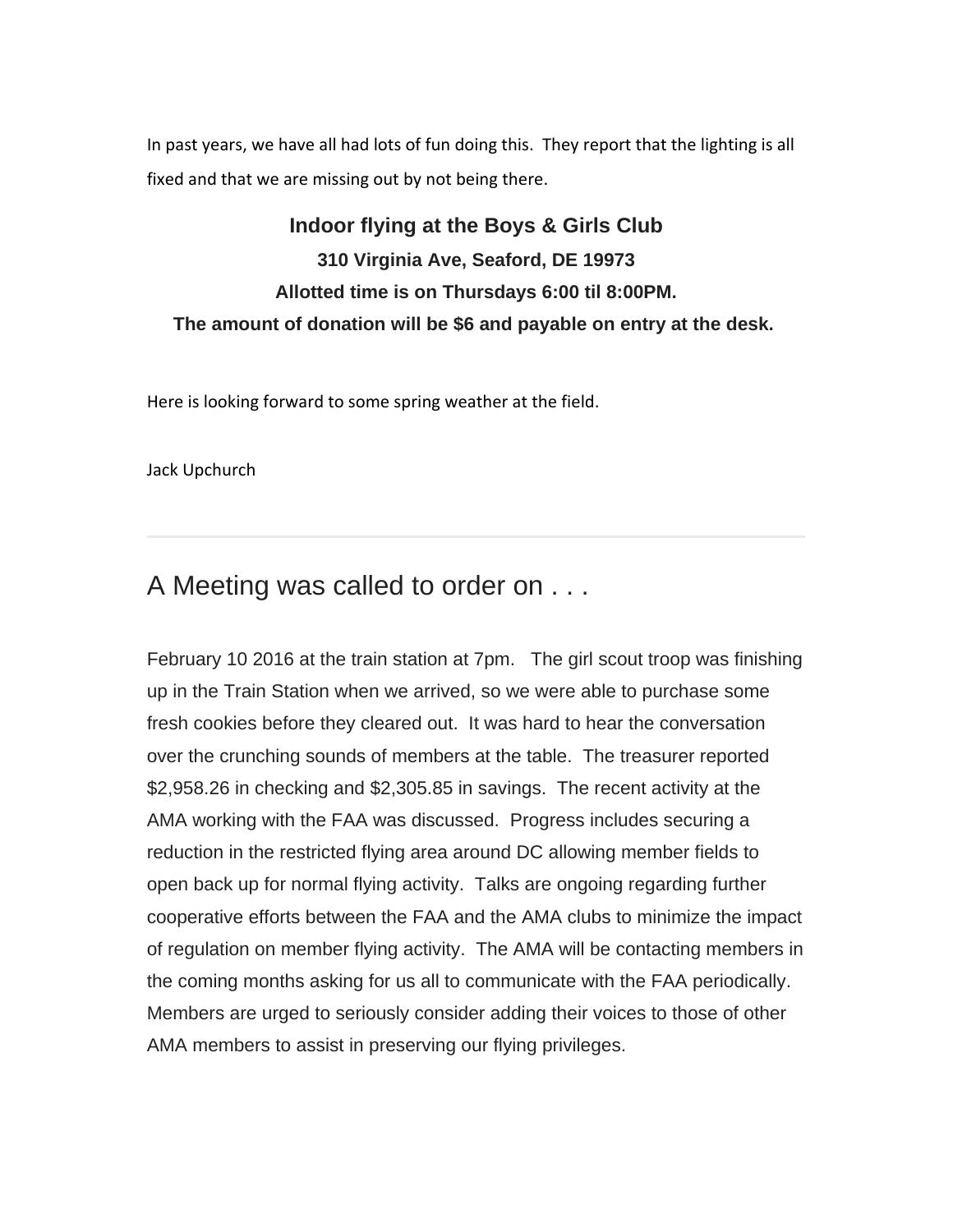In past years, we have all had lots of fun doing this. They report that the lighting is all fixed and that we are missing out by not being there.

**Indoor flying at the Boys & Girls Club**

**310 Virginia Ave, Seaford, DE 19973**

**Allotted time is on Thursdays 6:00 til 8:00PM.**

**The amount of donation will be $6 and payable on entry at the desk.**

Here is looking forward to some spring weather at the field.

Jack Upchurch

---

## A Meeting was called to order on . . .

February 10 2016 at the train station at 7pm. The girl scout troop was finishing up in the Train Station when we arrived, so we were able to purchase some fresh cookies before they cleared out. It was hard to hear the conversation over the crunching sounds of members at the table. The treasurer reported $2,958.26 in checking and $2,305.85 in savings. The recent activity at the AMA working with the FAA was discussed. Progress includes securing a reduction in the restricted flying area around DC allowing member fields to open back up for normal flying activity. Talks are ongoing regarding further cooperative efforts between the FAA and the AMA clubs to minimize the impact of regulation on member flying activity. The AMA will be contacting members in the coming months asking for us all to communicate with the FAA periodically. Members are urged to seriously consider adding their voices to those of other AMA members to assist in preserving our flying privileges.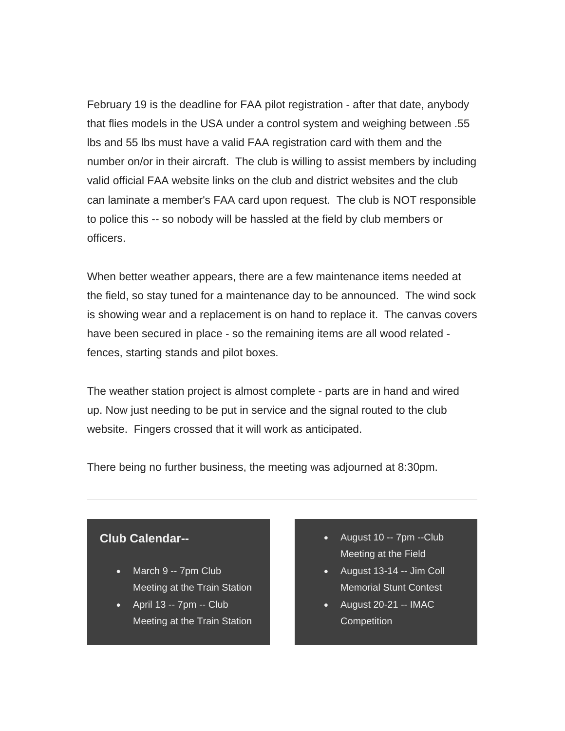February 19 is the deadline for FAA pilot registration - after that date, anybody that flies models in the USA under a control system and weighing between .55 lbs and 55 lbs must have a valid FAA registration card with them and the number on/or in their aircraft.  The club is willing to assist members by including valid official FAA website links on the club and district websites and the club can laminate a member's FAA card upon request.  The club is NOT responsible to police this -- so nobody will be hassled at the field by club members or officers.

When better weather appears, there are a few maintenance items needed at the field, so stay tuned for a maintenance day to be announced.  The wind sock is showing wear and a replacement is on hand to replace it.  The canvas covers have been secured in place - so the remaining items are all wood related - fences, starting stands and pilot boxes.

The weather station project is almost complete - parts are in hand and wired up. Now just needing to be put in service and the signal routed to the club website.  Fingers crossed that it will work as anticipated.

There being no further business, the meeting was adjourned at 8:30pm.

---

**Club Calendar--**

- March 9 -- 7pm Club Meeting at the Train Station
- April 13 -- 7pm -- Club Meeting at the Train Station
- August 10 -- 7pm --Club Meeting at the Field
- August 13-14 -- Jim Coll Memorial Stunt Contest
- August 20-21 -- IMAC Competition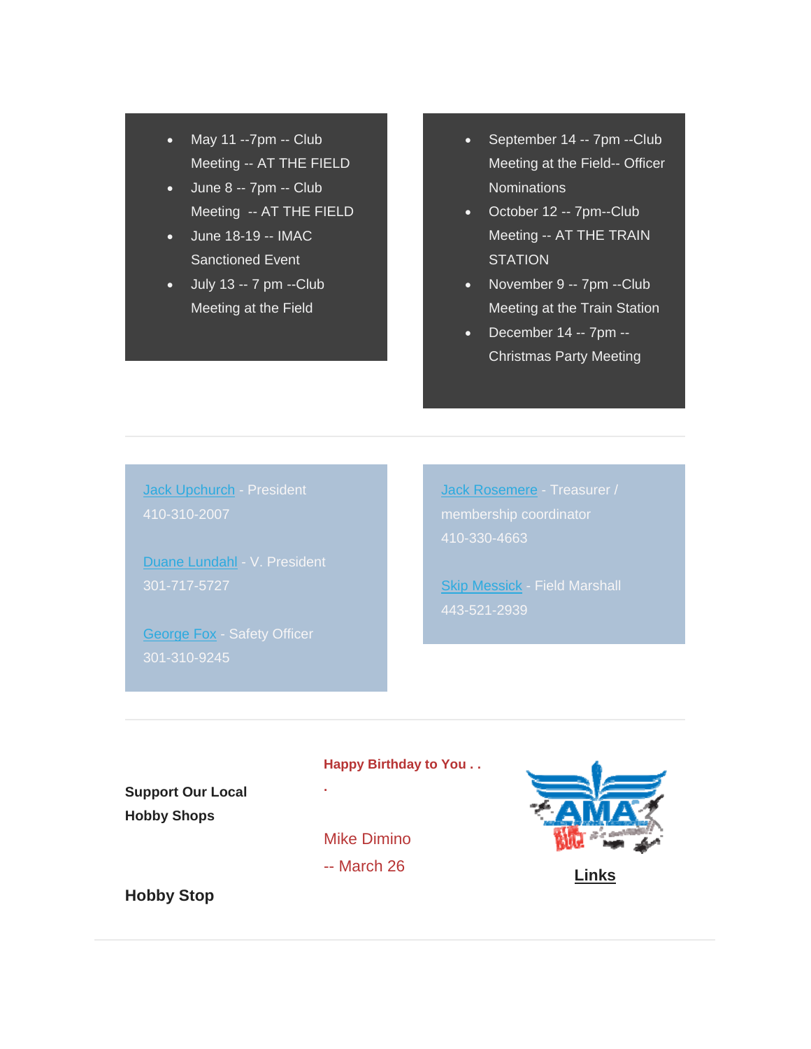- May 11 --7pm -- Club Meeting -- AT THE FIELD
- June 8 -- 7pm -- Club Meeting -- AT THE FIELD
- June 18-19 -- IMAC Sanctioned Event
- July 13 -- 7 pm --Club Meeting at the Field
- September 14 -- 7pm --Club Meeting at the Field-- Officer Nominations
- October 12 -- 7pm--Club Meeting -- AT THE TRAIN STATION
- November 9 -- 7pm --Club Meeting at the Train Station
- December 14 -- 7pm -- Christmas Party Meeting

---

Jack Upchurch - President
410-310-2007

Duane Lundahl - V. President
301-717-5727

George Fox - Safety Officer
301-310-9245

Jack Rosemere - Treasurer / membership coordinator
410-330-4663

Skip Messick - Field Marshall
443-521-2939

---

**Support Our Local Hobby Shops**

**Hobby Stop**

**Happy Birthday to You . . .**

Mike Dimino
-- March 26

**Links**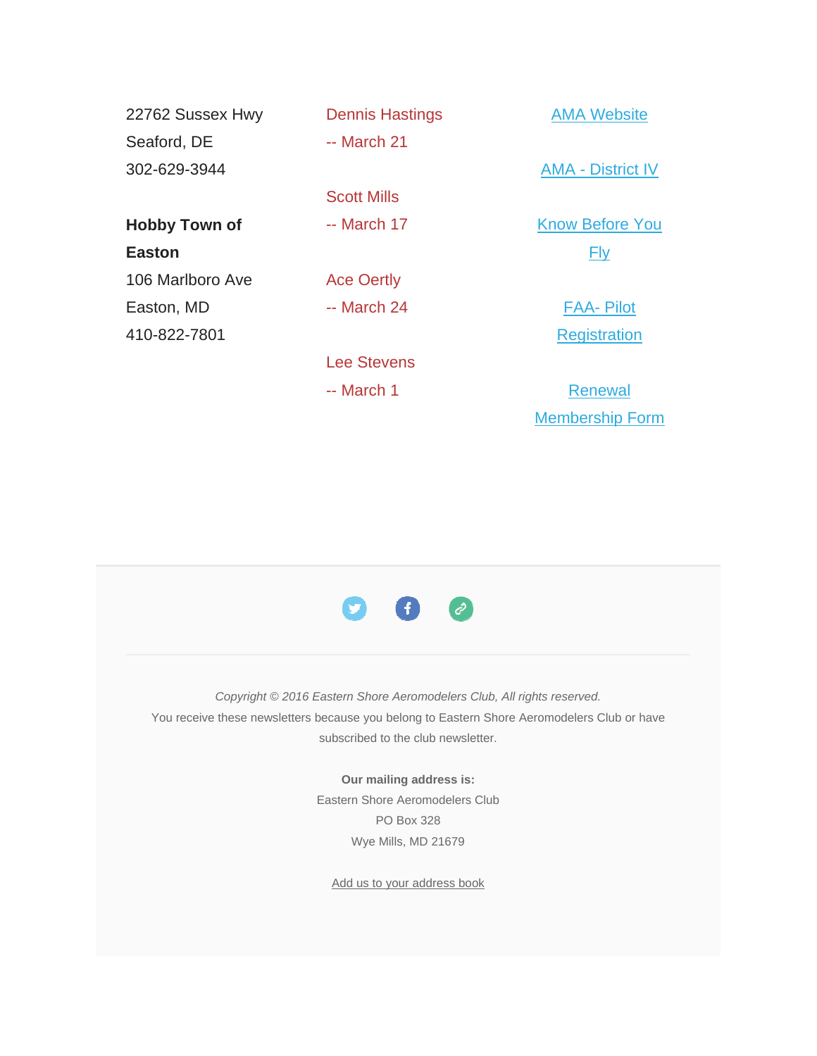22762 Sussex Hwy
Seaford, DE
302-629-3944

**Hobby Town of Easton**
106 Marlboro Ave
Easton, MD
410-822-7801

Dennis Hastings
-- March 21

Scott Mills
-- March 17

Ace Oertly
-- March 24

Lee Stevens
-- March 1

AMA Website

AMA - District IV

Know Before You Fly

FAA- Pilot Registration

Renewal Membership Form

---

*Copyright © 2016 Eastern Shore Aeromodelers Club, All rights reserved.*
You receive these newsletters because you belong to Eastern Shore Aeromodelers Club or have subscribed to the club newsletter.

**Our mailing address is:**
Eastern Shore Aeromodelers Club
PO Box 328
Wye Mills, MD 21679

Add us to your address book